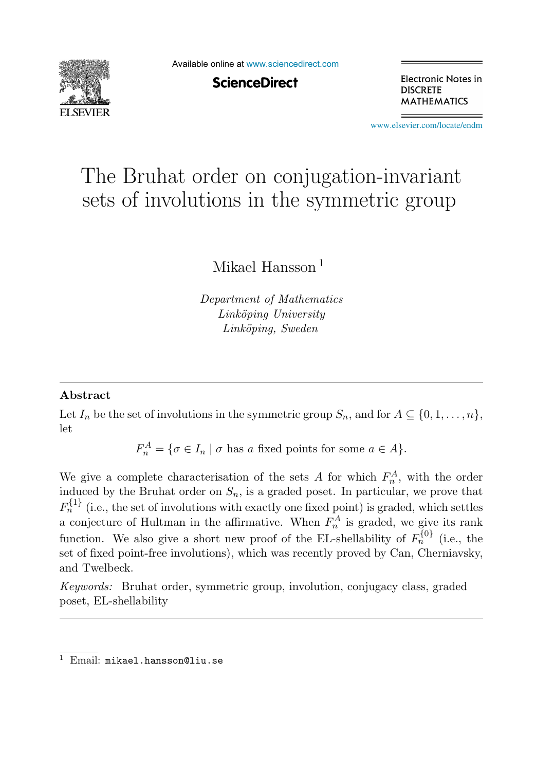# The Bruhat order on conjugation-invariant sets of involutions in the symmetric group

Mikael Hansson [1]

*Department of Mathematics*
*Linköping University*
*Linköping, Sweden*

---

## Abstract

Let $I_n$ be the set of involutions in the symmetric group $S_n$, and for $A \subseteq \{0, 1, \ldots, n\}$, let

$$F_n^A = \{\sigma \in I_n \mid \sigma \text{ has } a \text{ fixed points for some } a \in A\}.$$

We give a complete characterisation of the sets $A$ for which $F_n^A$, with the order induced by the Bruhat order on $S_n$, is a graded poset. In particular, we prove that $F_n^{\{1\}}$ (i.e., the set of involutions with exactly one fixed point) is graded, which settles a conjecture of Hultman in the affirmative. When $F_n^A$ is graded, we give its rank function. We also give a short new proof of the EL-shellability of $F_n^{\{0\}}$ (i.e., the set of fixed point-free involutions), which was recently proved by Can, Cherniavsky, and Twelbeck.

*Keywords:* Bruhat order, symmetric group, involution, conjugacy class, graded poset, EL-shellability

---

[1] Email: mikael.hansson@liu.se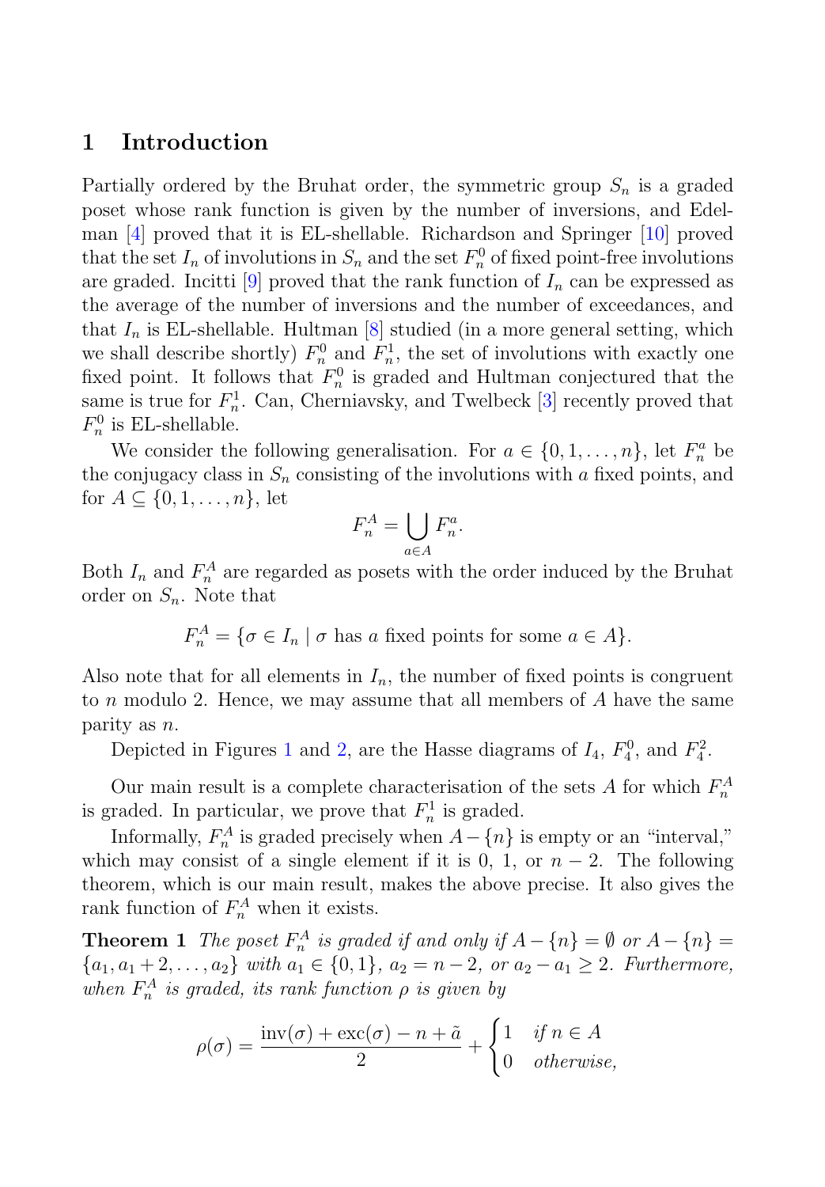## 1 Introduction

Partially ordered by the Bruhat order, the symmetric group $S_n$ is a graded poset whose rank function is given by the number of inversions, and Edelman [4] proved that it is EL-shellable. Richardson and Springer [10] proved that the set $I_n$ of involutions in $S_n$ and the set $F_n^0$ of fixed point-free involutions are graded. Incitti [9] proved that the rank function of $I_n$ can be expressed as the average of the number of inversions and the number of exceedances, and that $I_n$ is EL-shellable. Hultman [8] studied (in a more general setting, which we shall describe shortly) $F_n^0$ and $F_n^1$, the set of involutions with exactly one fixed point. It follows that $F_n^0$ is graded and Hultman conjectured that the same is true for $F_n^1$. Can, Cherniavsky, and Twelbeck [3] recently proved that $F_n^0$ is EL-shellable.

We consider the following generalisation. For $a \in \{0, 1, \ldots, n\}$, let $F_n^a$ be the conjugacy class in $S_n$ consisting of the involutions with $a$ fixed points, and for $A \subseteq \{0, 1, \ldots, n\}$, let

$$F_n^A = \bigcup_{a \in A} F_n^a.$$

Both $I_n$ and $F_n^A$ are regarded as posets with the order induced by the Bruhat order on $S_n$. Note that

$$F_n^A = \{\sigma \in I_n \mid \sigma \text{ has } a \text{ fixed points for some } a \in A\}.$$

Also note that for all elements in $I_n$, the number of fixed points is congruent to $n$ modulo 2. Hence, we may assume that all members of $A$ have the same parity as $n$.

Depicted in Figures 1 and 2, are the Hasse diagrams of $I_4$, $F_4^0$, and $F_4^2$.

Our main result is a complete characterisation of the sets $A$ for which $F_n^A$ is graded. In particular, we prove that $F_n^1$ is graded.

Informally, $F_n^A$ is graded precisely when $A - \{n\}$ is empty or an "interval," which may consist of a single element if it is 0, 1, or $n - 2$. The following theorem, which is our main result, makes the above precise. It also gives the rank function of $F_n^A$ when it exists.

**Theorem 1** *The poset $F_n^A$ is graded if and only if $A - \{n\} = \emptyset$ or $A - \{n\} = \{a_1, a_1 + 2, \ldots, a_2\}$ with $a_1 \in \{0, 1\}$, $a_2 = n - 2$, or $a_2 - a_1 \geq 2$. Furthermore, when $F_n^A$ is graded, its rank function $\rho$ is given by*

$$\rho(\sigma) = \frac{\operatorname{inv}(\sigma) + \operatorname{exc}(\sigma) - n + \tilde{a}}{2} + \begin{cases} 1 & \text{if } n \in A \\ 0 & \text{otherwise,} \end{cases}$$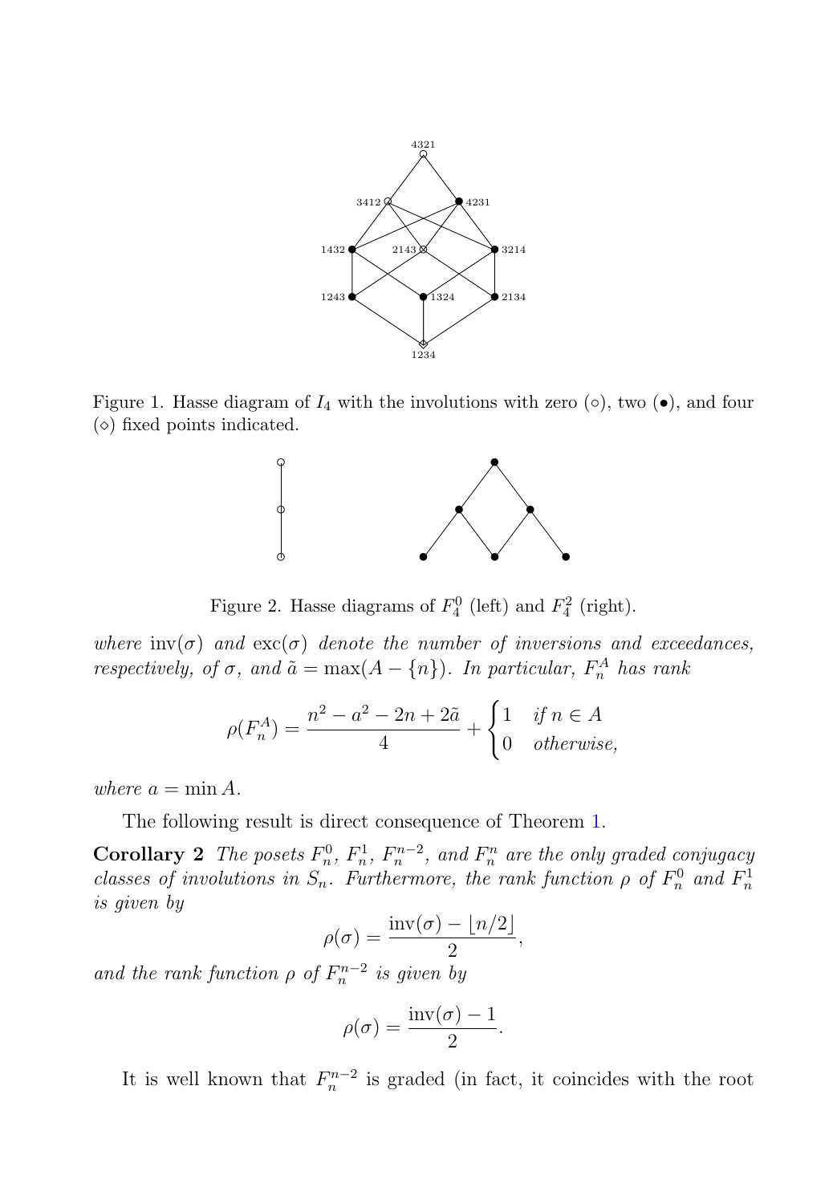Figure 1. Hasse diagram of $I_4$ with the involutions with zero ($\circ$), two ($\bullet$), and four ($\diamond$) fixed points indicated.

Figure 2. Hasse diagrams of $F_4^0$ (left) and $F_4^2$ (right).

*where* $\mathrm{inv}(\sigma)$ *and* $\mathrm{exc}(\sigma)$ *denote the number of inversions and exceedances, respectively, of* $\sigma$*, and* $\tilde{a} = \max(A - \{n\})$*. In particular,* $F_n^A$ *has rank*

$$\rho(F_n^A) = \frac{n^2 - a^2 - 2n + 2\tilde{a}}{4} + \begin{cases} 1 & \text{if } n \in A \\ 0 & \text{otherwise,} \end{cases}$$

*where* $a = \min A$*.*

The following result is direct consequence of Theorem 1.

**Corollary 2** *The posets* $F_n^0$*,* $F_n^1$*,* $F_n^{n-2}$*, and* $F_n^n$ *are the only graded conjugacy classes of involutions in* $S_n$*. Furthermore, the rank function* $\rho$ *of* $F_n^0$ *and* $F_n^1$ *is given by*

$$\rho(\sigma) = \frac{\mathrm{inv}(\sigma) - \lfloor n/2 \rfloor}{2},$$

*and the rank function* $\rho$ *of* $F_n^{n-2}$ *is given by*

$$\rho(\sigma) = \frac{\mathrm{inv}(\sigma) - 1}{2}.$$

It is well known that $F_n^{n-2}$ is graded (in fact, it coincides with the root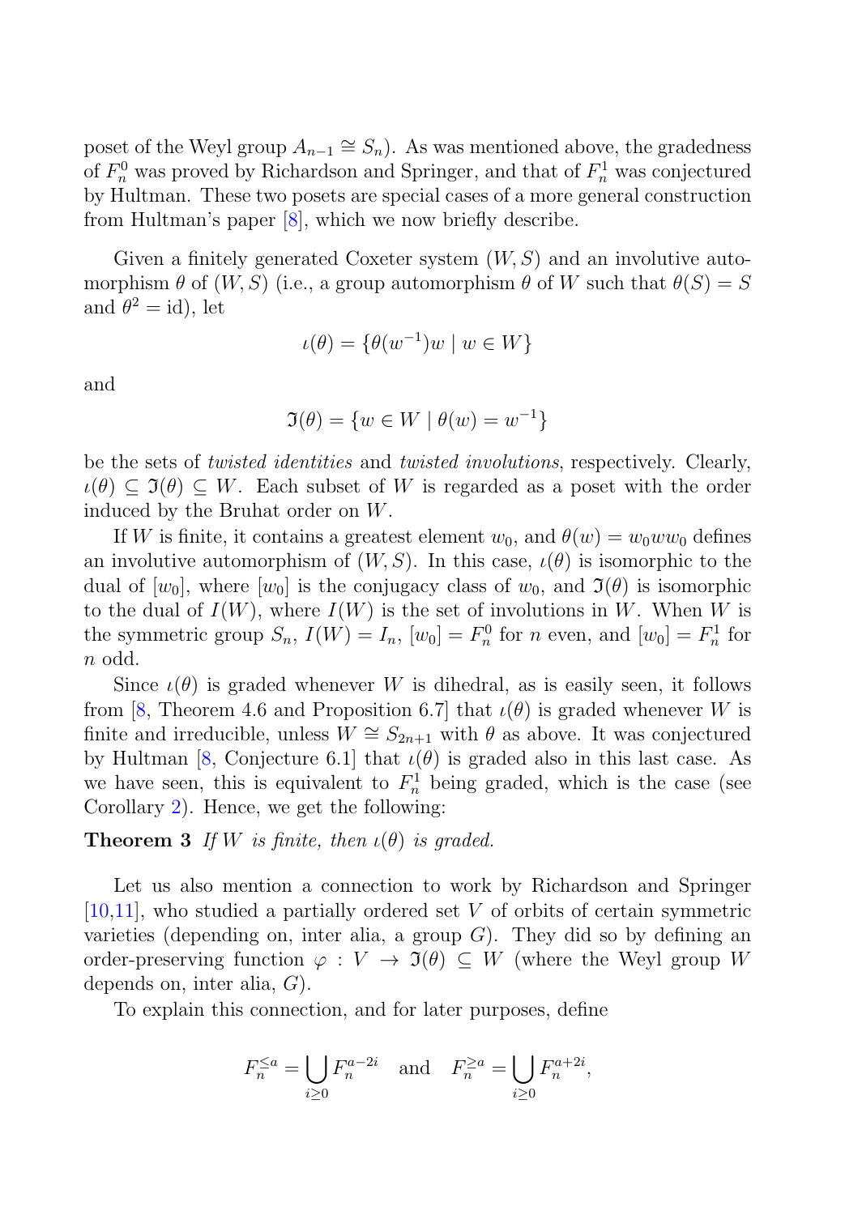poset of the Weyl group $A_{n-1} \cong S_n$). As was mentioned above, the gradedness of $F_n^0$ was proved by Richardson and Springer, and that of $F_n^1$ was conjectured by Hultman. These two posets are special cases of a more general construction from Hultman's paper [8], which we now briefly describe.

Given a finitely generated Coxeter system $(W, S)$ and an involutive automorphism $\theta$ of $(W, S)$ (i.e., a group automorphism $\theta$ of $W$ such that $\theta(S) = S$ and $\theta^2 = \mathrm{id}$), let

$$\iota(\theta) = \{\theta(w^{-1})w \mid w \in W\}$$

and

$$\mathfrak{I}(\theta) = \{w \in W \mid \theta(w) = w^{-1}\}$$

be the sets of *twisted identities* and *twisted involutions*, respectively. Clearly, $\iota(\theta) \subseteq \mathfrak{I}(\theta) \subseteq W$. Each subset of $W$ is regarded as a poset with the order induced by the Bruhat order on $W$.

If $W$ is finite, it contains a greatest element $w_0$, and $\theta(w) = w_0 w w_0$ defines an involutive automorphism of $(W, S)$. In this case, $\iota(\theta)$ is isomorphic to the dual of $[w_0]$, where $[w_0]$ is the conjugacy class of $w_0$, and $\mathfrak{I}(\theta)$ is isomorphic to the dual of $I(W)$, where $I(W)$ is the set of involutions in $W$. When $W$ is the symmetric group $S_n$, $I(W) = I_n$, $[w_0] = F_n^0$ for $n$ even, and $[w_0] = F_n^1$ for $n$ odd.

Since $\iota(\theta)$ is graded whenever $W$ is dihedral, as is easily seen, it follows from [8, Theorem 4.6 and Proposition 6.7] that $\iota(\theta)$ is graded whenever $W$ is finite and irreducible, unless $W \cong S_{2n+1}$ with $\theta$ as above. It was conjectured by Hultman [8, Conjecture 6.1] that $\iota(\theta)$ is graded also in this last case. As we have seen, this is equivalent to $F_n^1$ being graded, which is the case (see Corollary 2). Hence, we get the following:

**Theorem 3** *If $W$ is finite, then $\iota(\theta)$ is graded.*

Let us also mention a connection to work by Richardson and Springer [10,11], who studied a partially ordered set $V$ of orbits of certain symmetric varieties (depending on, inter alia, a group $G$). They did so by defining an order-preserving function $\varphi : V \to \mathfrak{I}(\theta) \subseteq W$ (where the Weyl group $W$ depends on, inter alia, $G$).

To explain this connection, and for later purposes, define

$$F_n^{\le a} = \bigcup_{i \ge 0} F_n^{a-2i} \quad \text{and} \quad F_n^{\ge a} = \bigcup_{i \ge 0} F_n^{a+2i},$$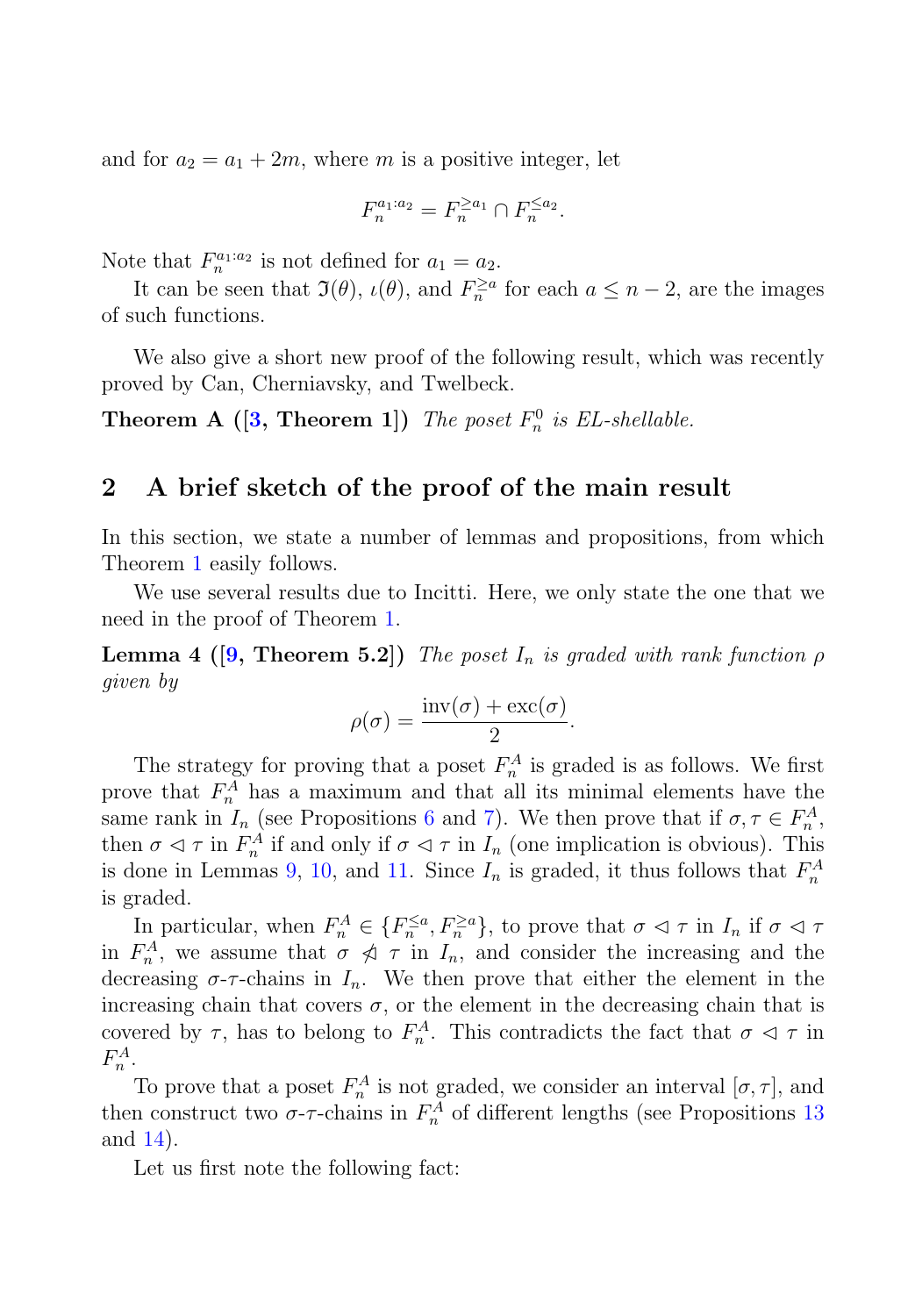and for $a_2 = a_1 + 2m$, where $m$ is a positive integer, let

$$F_n^{a_1:a_2} = F_n^{\geq a_1} \cap F_n^{\leq a_2}.$$

Note that $F_n^{a_1:a_2}$ is not defined for $a_1 = a_2$.

It can be seen that $\mathfrak{I}(\theta)$, $\iota(\theta)$, and $F_n^{\geq a}$ for each $a \leq n-2$, are the images of such functions.

We also give a short new proof of the following result, which was recently proved by Can, Cherniavsky, and Twelbeck.

**Theorem A ([3, Theorem 1])** *The poset $F_n^0$ is EL-shellable.*

## 2 A brief sketch of the proof of the main result

In this section, we state a number of lemmas and propositions, from which Theorem 1 easily follows.

We use several results due to Incitti. Here, we only state the one that we need in the proof of Theorem 1.

**Lemma 4 ([9, Theorem 5.2])** *The poset $I_n$ is graded with rank function $\rho$ given by*

$$\rho(\sigma) = \frac{\mathrm{inv}(\sigma) + \mathrm{exc}(\sigma)}{2}.$$

The strategy for proving that a poset $F_n^A$ is graded is as follows. We first prove that $F_n^A$ has a maximum and that all its minimal elements have the same rank in $I_n$ (see Propositions 6 and 7). We then prove that if $\sigma, \tau \in F_n^A$, then $\sigma \lhd \tau$ in $F_n^A$ if and only if $\sigma \lhd \tau$ in $I_n$ (one implication is obvious). This is done in Lemmas 9, 10, and 11. Since $I_n$ is graded, it thus follows that $F_n^A$ is graded.

In particular, when $F_n^A \in \{F_n^{\leq a}, F_n^{\geq a}\}$, to prove that $\sigma \lhd \tau$ in $I_n$ if $\sigma \lhd \tau$ in $F_n^A$, we assume that $\sigma \not\lhd \tau$ in $I_n$, and consider the increasing and the decreasing $\sigma$-$\tau$-chains in $I_n$. We then prove that either the element in the increasing chain that covers $\sigma$, or the element in the decreasing chain that is covered by $\tau$, has to belong to $F_n^A$. This contradicts the fact that $\sigma \lhd \tau$ in $F_n^A$.

To prove that a poset $F_n^A$ is not graded, we consider an interval $[\sigma, \tau]$, and then construct two $\sigma$-$\tau$-chains in $F_n^A$ of different lengths (see Propositions 13 and 14).

Let us first note the following fact: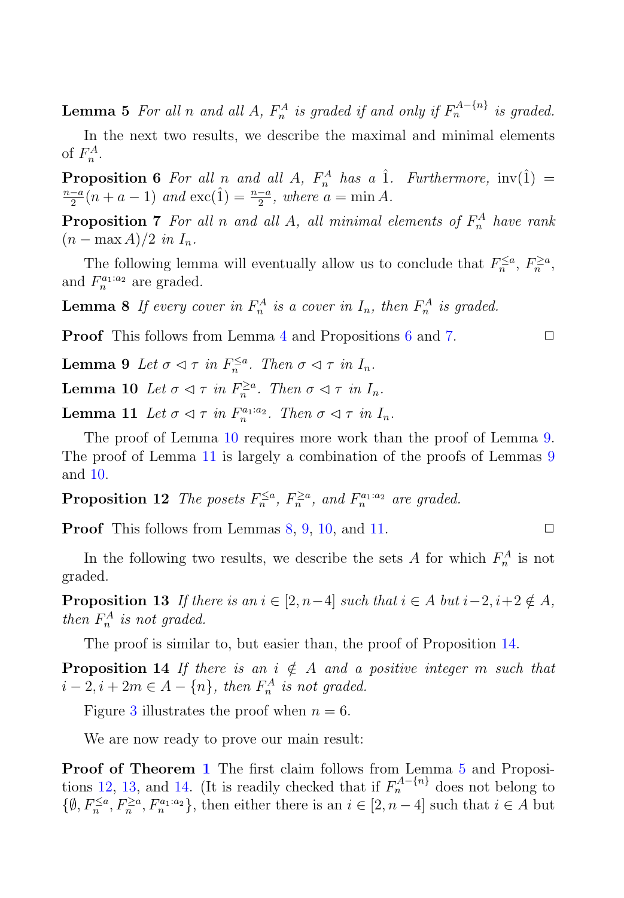**Lemma 5** *For all $n$ and all $A$, $F_n^A$ is graded if and only if $F_n^{A-\{n\}}$ is graded.*

In the next two results, we describe the maximal and minimal elements of $F_n^A$.

**Proposition 6** *For all $n$ and all $A$, $F_n^A$ has a $\hat{1}$. Furthermore, $\operatorname{inv}(\hat{1}) = \frac{n-a}{2}(n+a-1)$ and $\operatorname{exc}(\hat{1}) = \frac{n-a}{2}$, where $a = \min A$.*

**Proposition 7** *For all $n$ and all $A$, all minimal elements of $F_n^A$ have rank $(n - \max A)/2$ in $I_n$.*

The following lemma will eventually allow us to conclude that $F_n^{\leq a}$, $F_n^{\geq a}$, and $F_n^{a_1:a_2}$ are graded.

**Lemma 8** *If every cover in $F_n^A$ is a cover in $I_n$, then $F_n^A$ is graded.*

**Proof** This follows from Lemma 4 and Propositions 6 and 7. ◻

**Lemma 9** *Let $\sigma \lessdot \tau$ in $F_n^{\leq a}$. Then $\sigma \lessdot \tau$ in $I_n$.*

**Lemma 10** *Let $\sigma \lessdot \tau$ in $F_n^{\geq a}$. Then $\sigma \lessdot \tau$ in $I_n$.*

**Lemma 11** *Let $\sigma \lessdot \tau$ in $F_n^{a_1:a_2}$. Then $\sigma \lessdot \tau$ in $I_n$.*

The proof of Lemma 10 requires more work than the proof of Lemma 9. The proof of Lemma 11 is largely a combination of the proofs of Lemmas 9 and 10.

**Proposition 12** *The posets $F_n^{\leq a}$, $F_n^{\geq a}$, and $F_n^{a_1:a_2}$ are graded.*

**Proof** This follows from Lemmas 8, 9, 10, and 11. ◻

In the following two results, we describe the sets $A$ for which $F_n^A$ is not graded.

**Proposition 13** *If there is an $i \in [2, n-4]$ such that $i \in A$ but $i-2, i+2 \notin A$, then $F_n^A$ is not graded.*

The proof is similar to, but easier than, the proof of Proposition 14.

**Proposition 14** *If there is an $i \notin A$ and a positive integer $m$ such that $i-2, i+2m \in A - \{n\}$, then $F_n^A$ is not graded.*

Figure 3 illustrates the proof when $n = 6$.

We are now ready to prove our main result:

**Proof of Theorem 1** The first claim follows from Lemma 5 and Propositions 12, 13, and 14. (It is readily checked that if $F_n^{A-\{n\}}$ does not belong to $\{\emptyset, F_n^{\leq a}, F_n^{\geq a}, F_n^{a_1:a_2}\}$, then either there is an $i \in [2, n-4]$ such that $i \in A$ but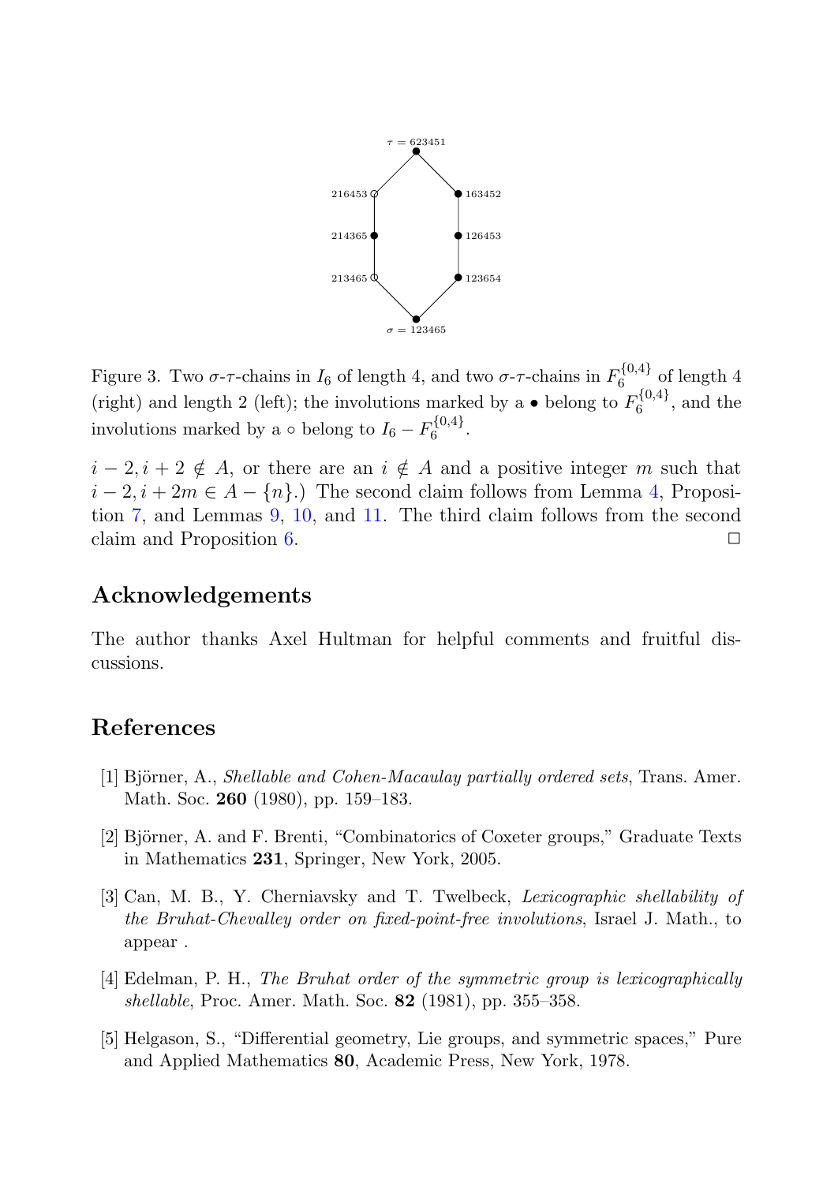Figure 3. Two $\sigma$-$\tau$-chains in $I_6$ of length 4, and two $\sigma$-$\tau$-chains in $F_6^{\{0,4\}}$ of length 4 (right) and length 2 (left); the involutions marked by a $\bullet$ belong to $F_6^{\{0,4\}}$, and the involutions marked by a $\circ$ belong to $I_6 - F_6^{\{0,4\}}$.

$i-2, i+2 \notin A$, or there are an $i \notin A$ and a positive integer $m$ such that $i-2, i+2m \in A - \{n\}$.) The second claim follows from Lemma 4, Proposition 7, and Lemmas 9, 10, and 11. The third claim follows from the second claim and Proposition 6. □

## Acknowledgements

The author thanks Axel Hultman for helpful comments and fruitful discussions.

## References

[1] Björner, A., *Shellable and Cohen-Macaulay partially ordered sets*, Trans. Amer. Math. Soc. **260** (1980), pp. 159–183.

[2] Björner, A. and F. Brenti, "Combinatorics of Coxeter groups," Graduate Texts in Mathematics **231**, Springer, New York, 2005.

[3] Can, M. B., Y. Cherniavsky and T. Twelbeck, *Lexicographic shellability of the Bruhat-Chevalley order on fixed-point-free involutions*, Israel J. Math., to appear .

[4] Edelman, P. H., *The Bruhat order of the symmetric group is lexicographically shellable*, Proc. Amer. Math. Soc. **82** (1981), pp. 355–358.

[5] Helgason, S., "Differential geometry, Lie groups, and symmetric spaces," Pure and Applied Mathematics **80**, Academic Press, New York, 1978.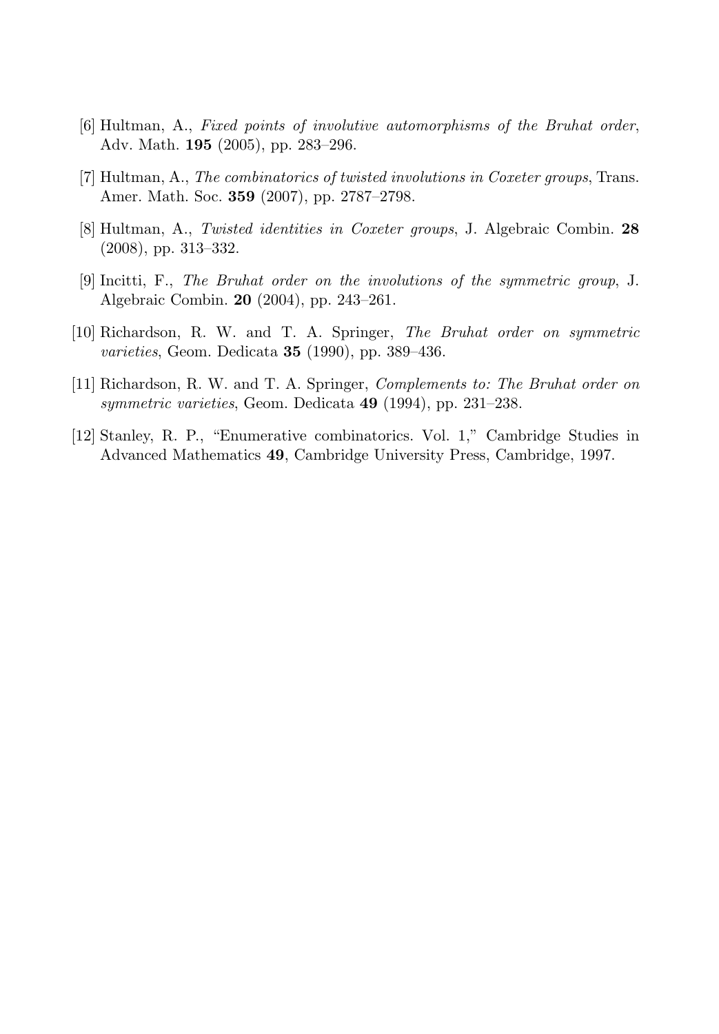[6] Hultman, A., *Fixed points of involutive automorphisms of the Bruhat order*, Adv. Math. **195** (2005), pp. 283–296.

[7] Hultman, A., *The combinatorics of twisted involutions in Coxeter groups*, Trans. Amer. Math. Soc. **359** (2007), pp. 2787–2798.

[8] Hultman, A., *Twisted identities in Coxeter groups*, J. Algebraic Combin. **28** (2008), pp. 313–332.

[9] Incitti, F., *The Bruhat order on the involutions of the symmetric group*, J. Algebraic Combin. **20** (2004), pp. 243–261.

[10] Richardson, R. W. and T. A. Springer, *The Bruhat order on symmetric varieties*, Geom. Dedicata **35** (1990), pp. 389–436.

[11] Richardson, R. W. and T. A. Springer, *Complements to: The Bruhat order on symmetric varieties*, Geom. Dedicata **49** (1994), pp. 231–238.

[12] Stanley, R. P., "Enumerative combinatorics. Vol. 1," Cambridge Studies in Advanced Mathematics **49**, Cambridge University Press, Cambridge, 1997.